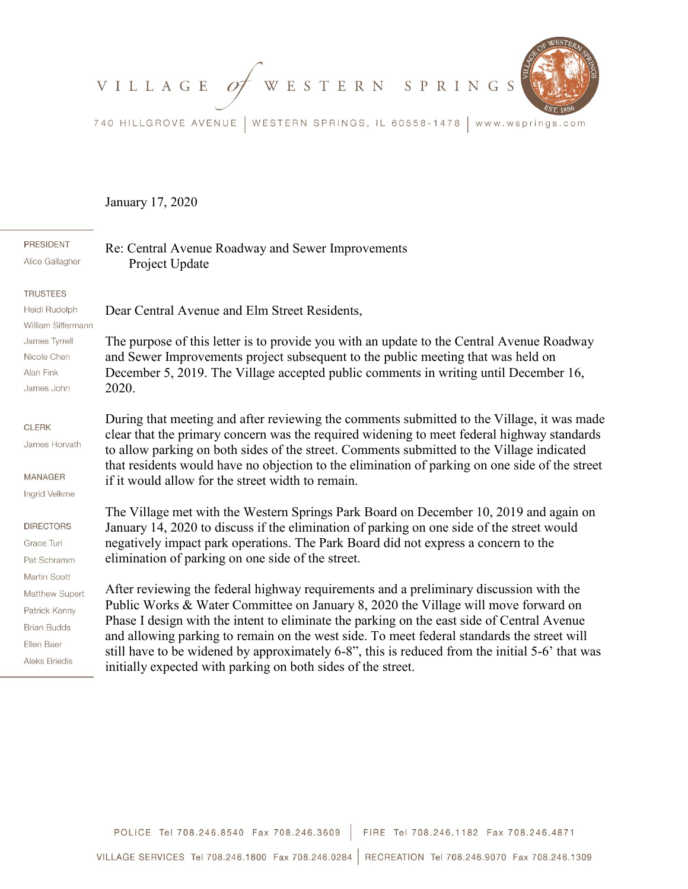# VILLAGE of WESTERN SPRINGS

740 HILLGROVE AVENUE | WESTERN SPRINGS, IL 60558-1478 | www.wsprings.com

**PRESIDENT**
Alice Gallagher

**TRUSTEES**
Heidi Rudolph
William Siffermann
James Tyrrell
Nicole Chen
Alan Fink
James John

**CLERK**
James Horvath

**MANAGER**
Ingrid Velkme

**DIRECTORS**
Grace Turi
Pat Schramm
Martin Scott
Matthew Supert
Patrick Kenny
Brian Budds
Ellen Baer
Aleks Briedis

January 17, 2020

Re: Central Avenue Roadway and Sewer Improvements
Project Update

Dear Central Avenue and Elm Street Residents,

The purpose of this letter is to provide you with an update to the Central Avenue Roadway and Sewer Improvements project subsequent to the public meeting that was held on December 5, 2019. The Village accepted public comments in writing until December 16, 2020.

During that meeting and after reviewing the comments submitted to the Village, it was made clear that the primary concern was the required widening to meet federal highway standards to allow parking on both sides of the street. Comments submitted to the Village indicated that residents would have no objection to the elimination of parking on one side of the street if it would allow for the street width to remain.

The Village met with the Western Springs Park Board on December 10, 2019 and again on January 14, 2020 to discuss if the elimination of parking on one side of the street would negatively impact park operations. The Park Board did not express a concern to the elimination of parking on one side of the street.

After reviewing the federal highway requirements and a preliminary discussion with the Public Works & Water Committee on January 8, 2020 the Village will move forward on Phase I design with the intent to eliminate the parking on the east side of Central Avenue and allowing parking to remain on the west side. To meet federal standards the street will still have to be widened by approximately 6-8", this is reduced from the initial 5-6' that was initially expected with parking on both sides of the street.

POLICE Tel 708.246.8540 Fax 708.246.3609 | FIRE Tel 708.246.1182 Fax 708.246.4871

VILLAGE SERVICES Tel 708.246.1800 Fax 708.246.0284 | RECREATION Tel 708.246.9070 Fax 708.246.1309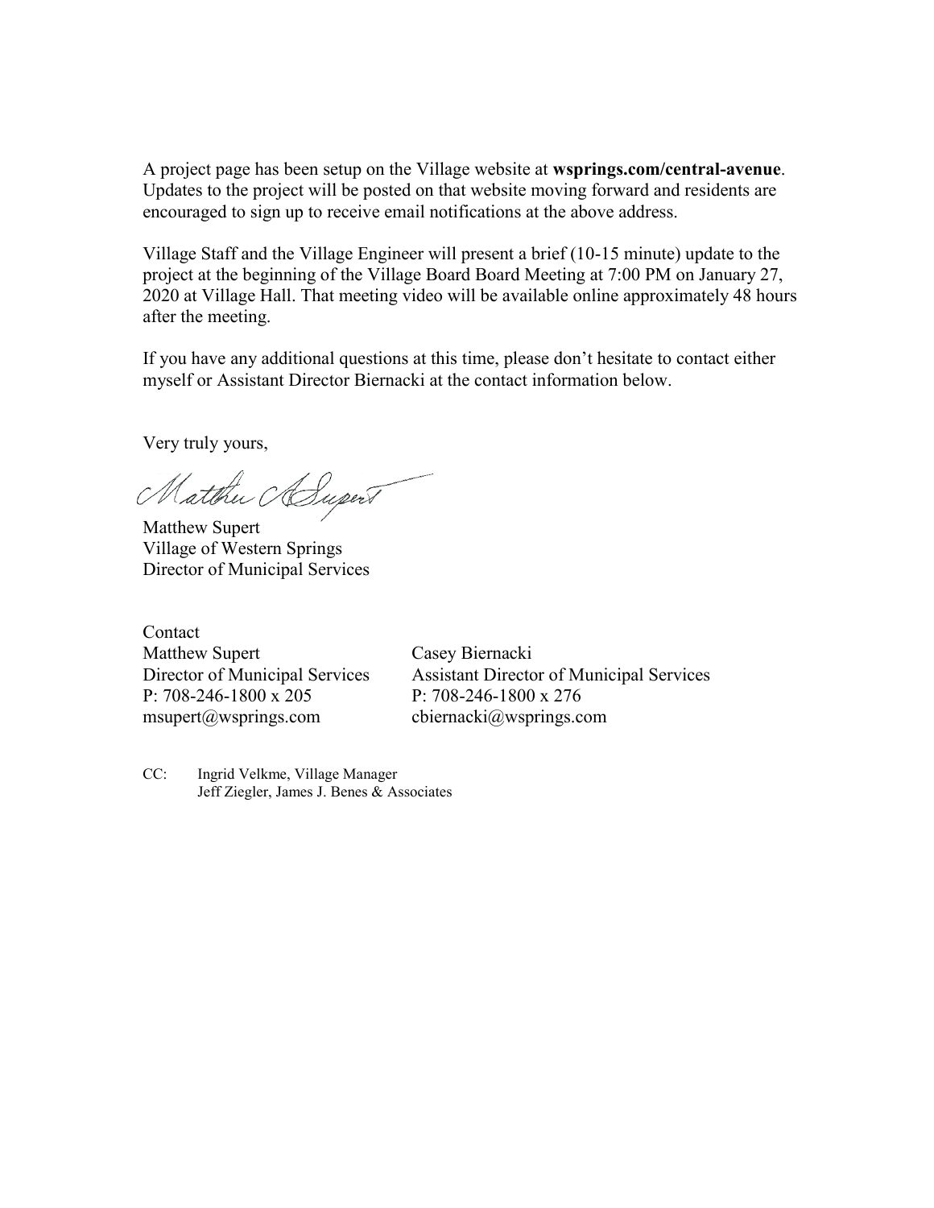A project page has been setup on the Village website at **wsprings.com/central-avenue**. Updates to the project will be posted on that website moving forward and residents are encouraged to sign up to receive email notifications at the above address.

Village Staff and the Village Engineer will present a brief (10-15 minute) update to the project at the beginning of the Village Board Board Meeting at 7:00 PM on January 27, 2020 at Village Hall. That meeting video will be available online approximately 48 hours after the meeting.

If you have any additional questions at this time, please don't hesitate to contact either myself or Assistant Director Biernacki at the contact information below.

Very truly yours,

Matthew A Supert

Matthew Supert
Village of Western Springs
Director of Municipal Services

Contact

| | |
|---|---|
| Matthew Supert | Casey Biernacki |
| Director of Municipal Services | Assistant Director of Municipal Services |
| P: 708-246-1800 x 205 | P: 708-246-1800 x 276 |
| msupert@wsprings.com | cbiernacki@wsprings.com |

CC: Ingrid Velkme, Village Manager
Jeff Ziegler, James J. Benes & Associates